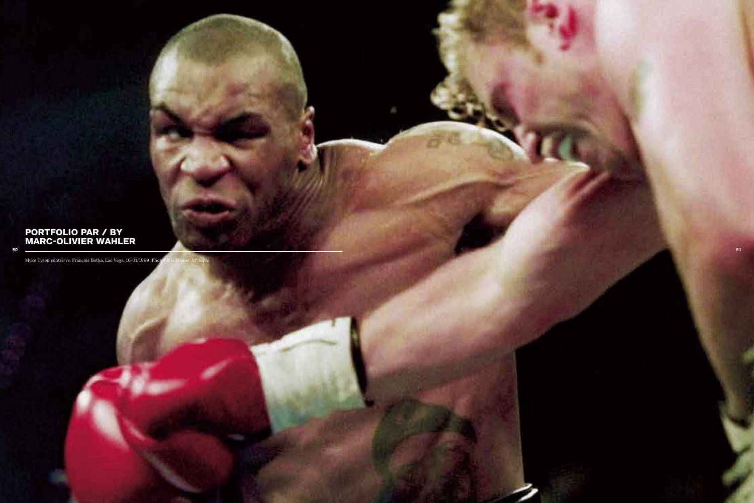## PORTFOLIO PAR / BY MARC-OLIVIER WAHLER

Myke Tyson contre/vs. François Botha, Las Vega, 16/01/1999 (Photo: Eric Draper AP/SIPA)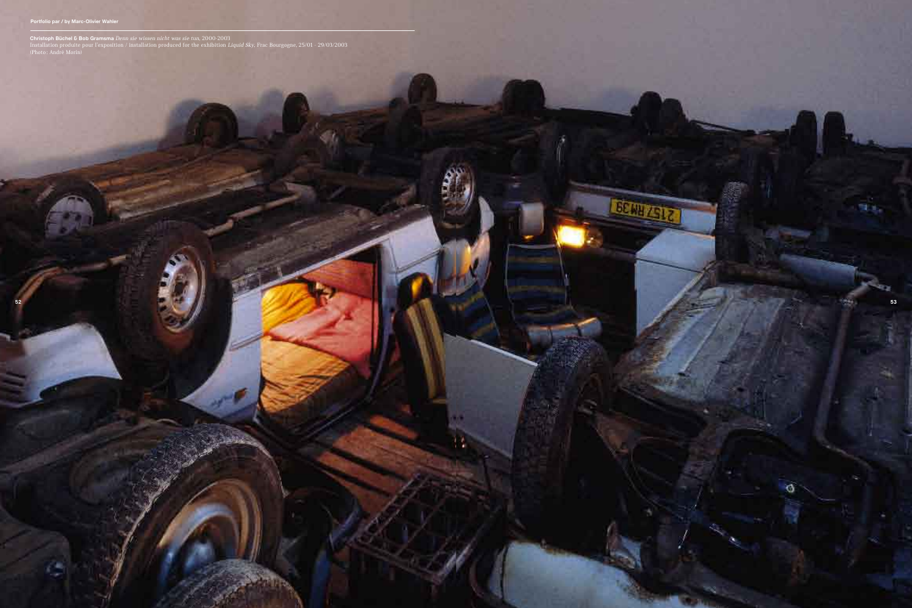**Christoph Büchel & Bob Gramsma** *Denn sie wissen nicht was sie tun*, 2000-2003
Installation produite pour l'exposition / installation produced for the exhibition *Liquid Sky*, Frac Bourgogne, 25/01 - 29/03/2003
(Photo: André Morin)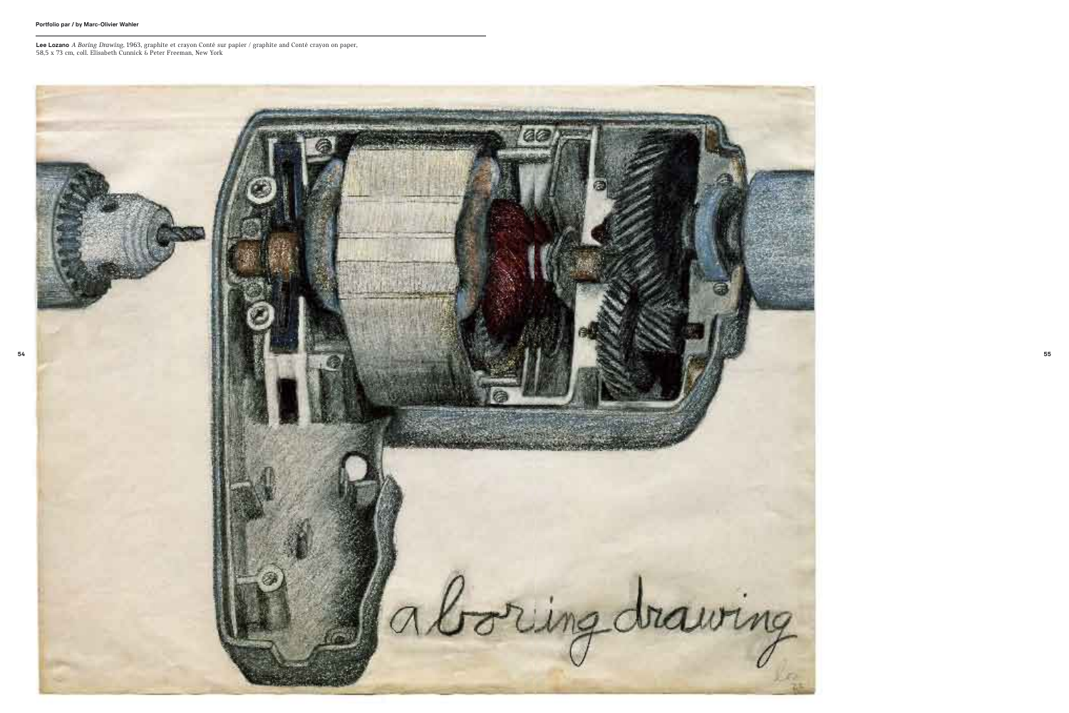**Lee Lozano** *A Boring Drawing*, 1963, graphite et crayon Conté sur papier / graphite and Conté crayon on paper, 58,5 x 73 cm, coll. Elisabeth Cunnick & Peter Freeman, New York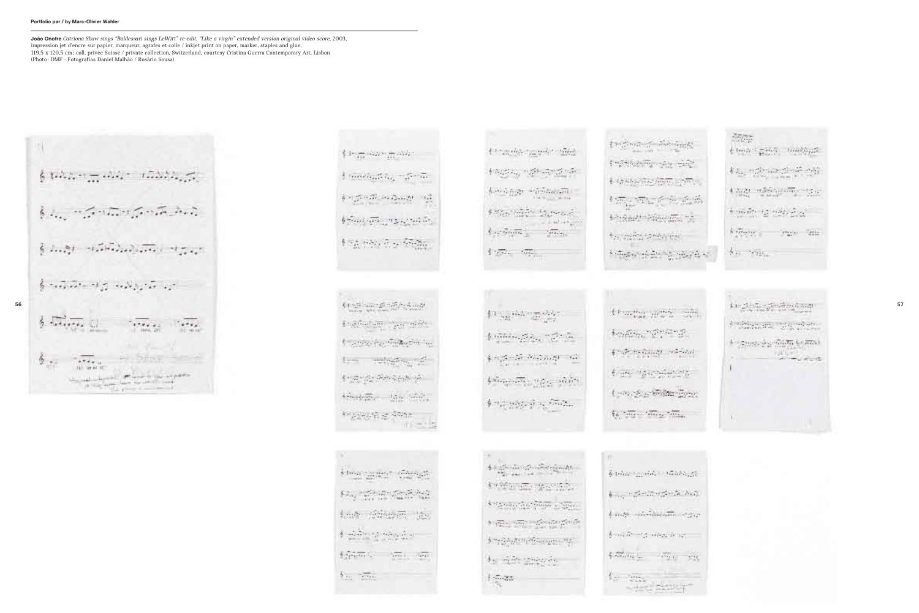**João Onofre** *Catriona Shaw sings "Baldessari sings LeWitt" re-edit, "Like a virgin" extended version original video score*, 2003, impression jet d'encre sur papier, marqueur, agrafes et colle / inkjet print on paper, marker, staples and glue, 119,5 x 120,5 cm ; coll. privée Suisse / private collection, Switzerland, courtesy Cristina Guerra Contemporary Art, Lisbon (Photo : DMF - Fotografias Daniel Malhão / Rosário Sousa)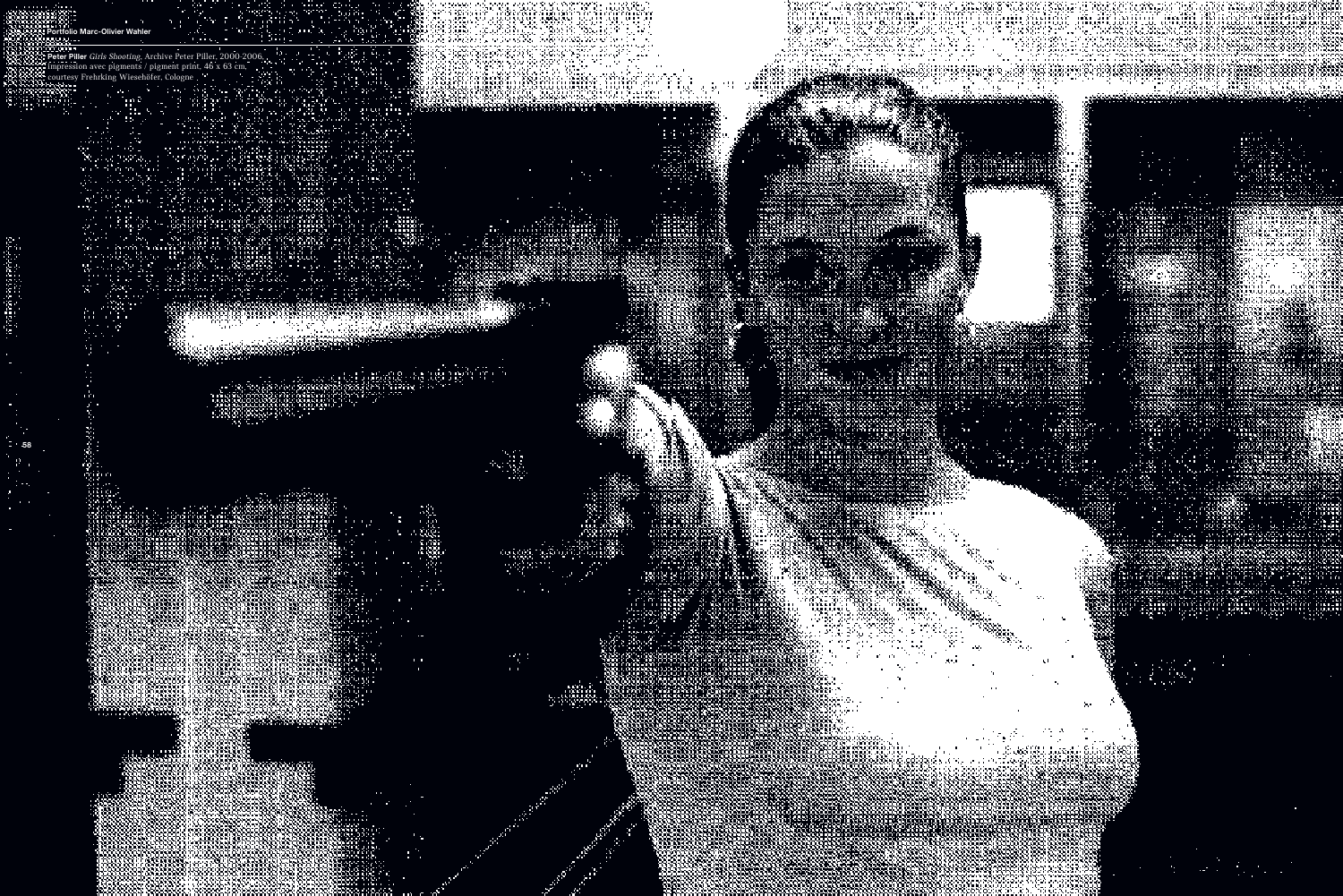Portfolio Marc-Olivier Wahler

**Peter Piller** *Girls Shooting*, Archive Peter Piller, 2000-2006, impression avec pigments / pigment print, 46 x 63 cm, courtesy Frehrking Wiesehöfer, Cologne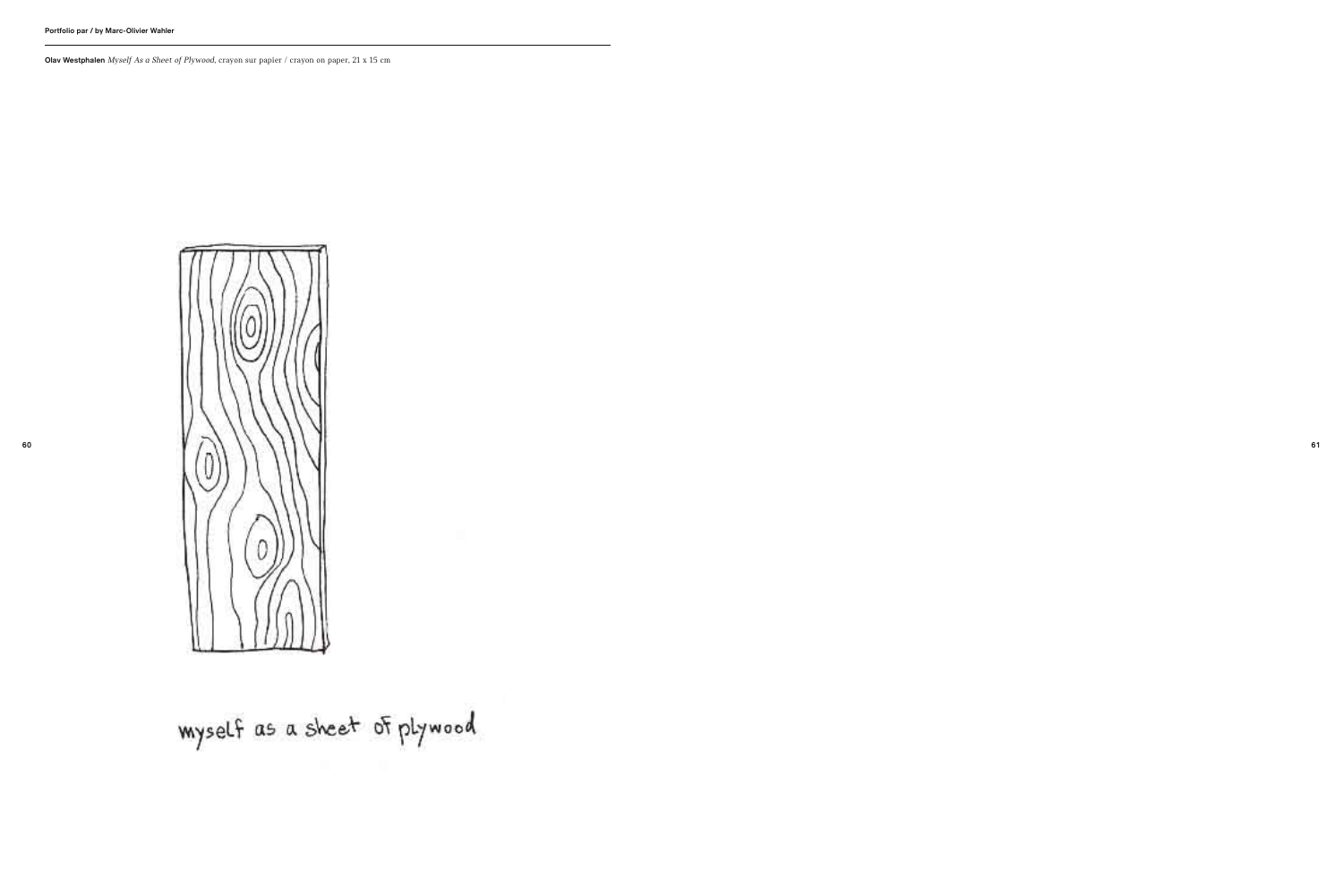**Olav Westphalen** *Myself As a Sheet of Plywood*, crayon sur papier / crayon on paper, 21 x 15 cm

myself as a sheet of plywood